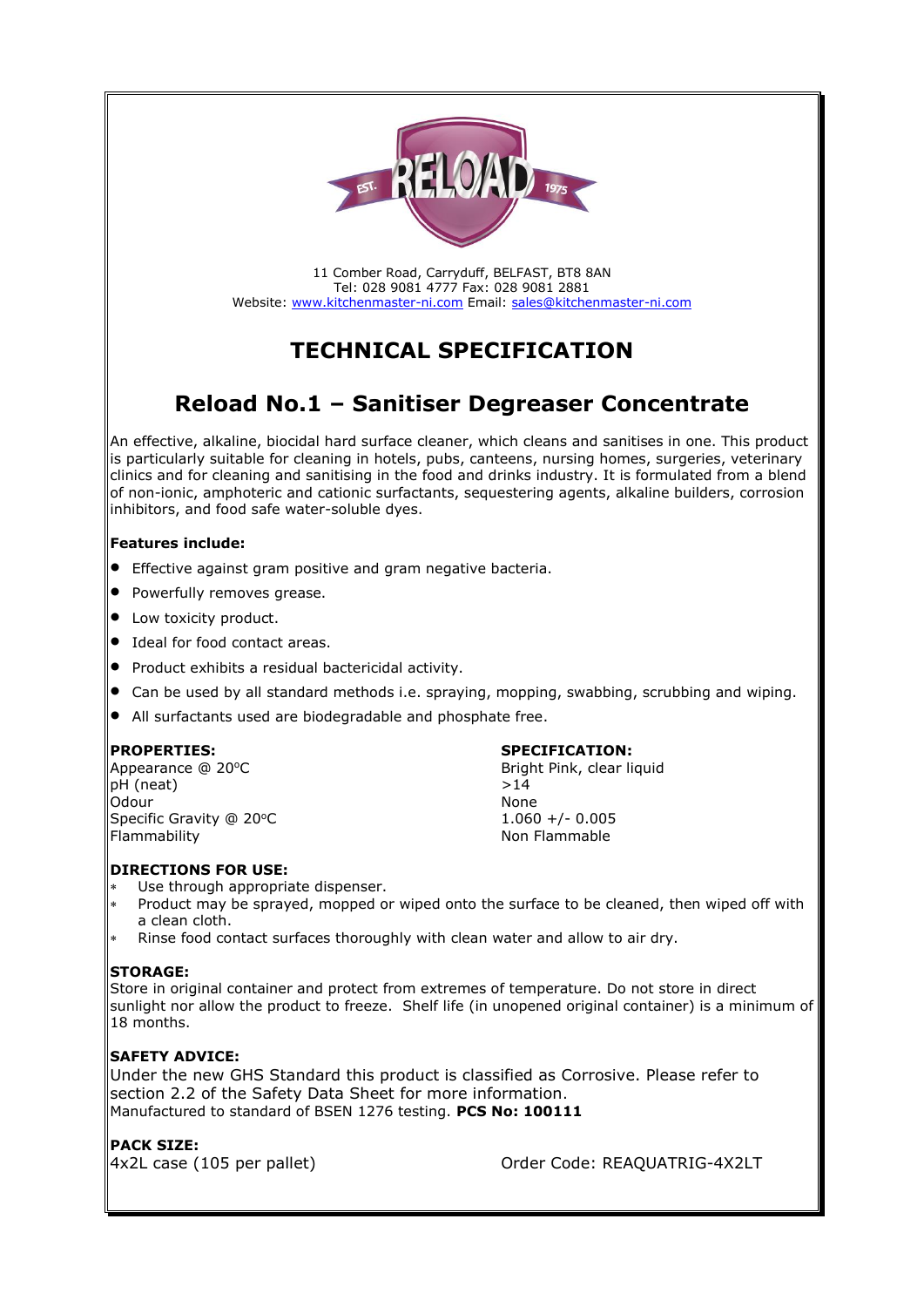11 Comber Road, Carryduff, BELFAST, BT8 8AN
Tel: 028 9081 4777 Fax: 028 9081 2881
Website: [www.kitchenmaster-ni.com](http://www.kitchenmaster-ni.com) Email: [sales@kitchenmaster-ni.com](mailto:sales@kitchenmaster-ni.com)

# TECHNICAL SPECIFICATION

## Reload No.1 – Sanitiser Degreaser Concentrate

An effective, alkaline, biocidal hard surface cleaner, which cleans and sanitises in one. This product is particularly suitable for cleaning in hotels, pubs, canteens, nursing homes, surgeries, veterinary clinics and for cleaning and sanitising in the food and drinks industry. It is formulated from a blend of non-ionic, amphoteric and cationic surfactants, sequestering agents, alkaline builders, corrosion inhibitors, and food safe water-soluble dyes.

**Features include:**

- Effective against gram positive and gram negative bacteria.
- Powerfully removes grease.
- Low toxicity product.
- Ideal for food contact areas.
- Product exhibits a residual bactericidal activity.
- Can be used by all standard methods i.e. spraying, mopping, swabbing, scrubbing and wiping.
- All surfactants used are biodegradable and phosphate free.

| **PROPERTIES:** | **SPECIFICATION:** |
|---|---|
| Appearance @ 20°C | Bright Pink, clear liquid |
| pH (neat) | >14 |
| Odour | None |
| Specific Gravity @ 20°C | 1.060 +/- 0.005 |
| Flammability | Non Flammable |

**DIRECTIONS FOR USE:**

- Use through appropriate dispenser.
- Product may be sprayed, mopped or wiped onto the surface to be cleaned, then wiped off with a clean cloth.
- Rinse food contact surfaces thoroughly with clean water and allow to air dry.

**STORAGE:**
Store in original container and protect from extremes of temperature. Do not store in direct sunlight nor allow the product to freeze. Shelf life (in unopened original container) is a minimum of 18 months.

**SAFETY ADVICE:**
Under the new GHS Standard this product is classified as Corrosive. Please refer to section 2.2 of the Safety Data Sheet for more information.
Manufactured to standard of BSEN 1276 testing. **PCS No: 100111**

**PACK SIZE:**
4x2L case (105 per pallet) Order Code: REAQUATRIG-4X2LT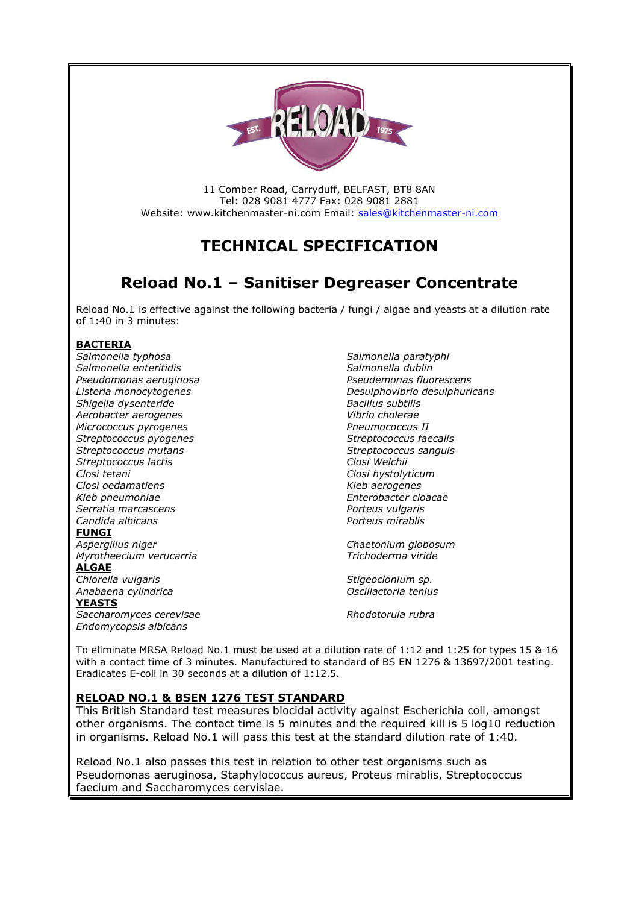11 Comber Road, Carryduff, BELFAST, BT8 8AN
Tel: 028 9081 4777 Fax: 028 9081 2881
Website: www.kitchenmaster-ni.com Email: sales@kitchenmaster-ni.com

# TECHNICAL SPECIFICATION

## Reload No.1 – Sanitiser Degreaser Concentrate

Reload No.1 is effective against the following bacteria / fungi / algae and yeasts at a dilution rate of 1:40 in 3 minutes:

**BACTERIA**

*Salmonella typhosa*
*Salmonella enteritidis*
*Pseudomonas aeruginosa*
*Listeria monocytogenes*
*Shigella dysenteride*
*Aerobacter aerogenes*
*Micrococcus pyrogenes*
*Streptococcus pyogenes*
*Streptococcus mutans*
*Streptococcus lactis*
*Closi tetani*
*Closi oedamatiens*
*Kleb pneumoniae*
*Serratia marcascens*
*Candida albicans*
*Salmonella paratyphi*
*Salmonella dublin*
*Pseudemonas fluorescens*
*Desulphovibrio desulphuricans*
*Bacillus subtilis*
*Vibrio cholerae*
*Pneumococcus II*
*Streptococcus faecalis*
*Streptococcus sanguis*
*Closi Welchii*
*Closi hystolyticum*
*Kleb aerogenes*
*Enterobacter cloacae*
*Porteus vulgaris*
*Porteus mirablis*

**FUNGI**

*Aspergillus niger*
*Myrotheecium verucarria*
*Chaetonium globosum*
*Trichoderma viride*

**ALGAE**

*Chlorella vulgaris*
*Anabaena cylindrica*
*Stigeoclonium sp.*
*Oscillactoria tenius*

**YEASTS**

*Saccharomyces cerevisae*
*Endomycopsis albicans*
*Rhodotorula rubra*

To eliminate MRSA Reload No.1 must be used at a dilution rate of 1:12 and 1:25 for types 15 & 16 with a contact time of 3 minutes. Manufactured to standard of BS EN 1276 & 13697/2001 testing. Eradicates E-coli in 30 seconds at a dilution of 1:12.5.

### RELOAD NO.1 & BSEN 1276 TEST STANDARD

This British Standard test measures biocidal activity against Escherichia coli, amongst other organisms. The contact time is 5 minutes and the required kill is 5 log10 reduction in organisms. Reload No.1 will pass this test at the standard dilution rate of 1:40.

Reload No.1 also passes this test in relation to other test organisms such as Pseudomonas aeruginosa, Staphylococcus aureus, Proteus mirablis, Streptococcus faecium and Saccharomyces cervisiae.